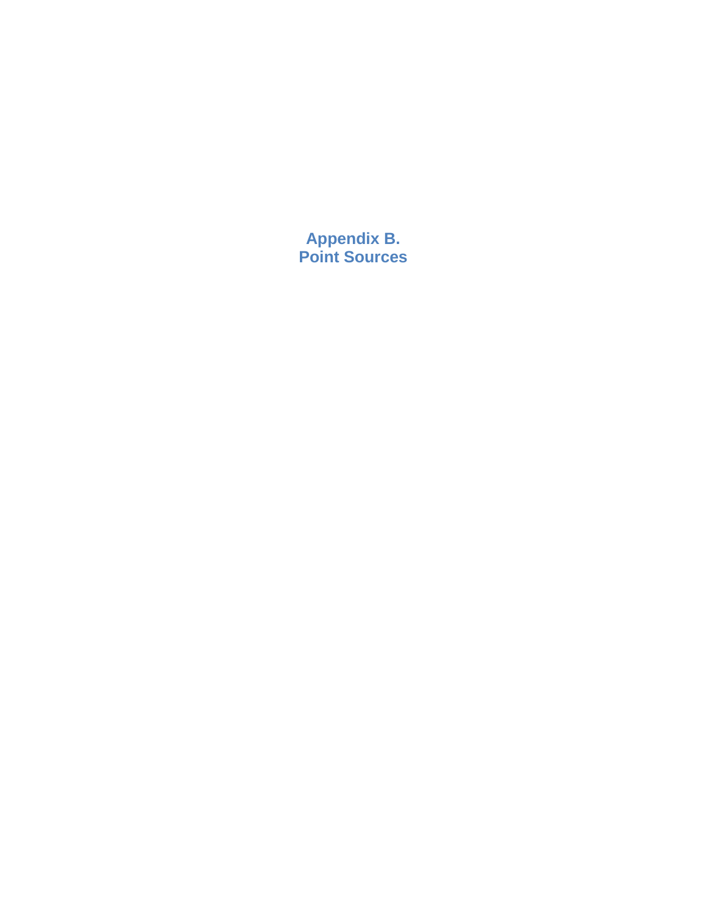# Appendix B.
# Point Sources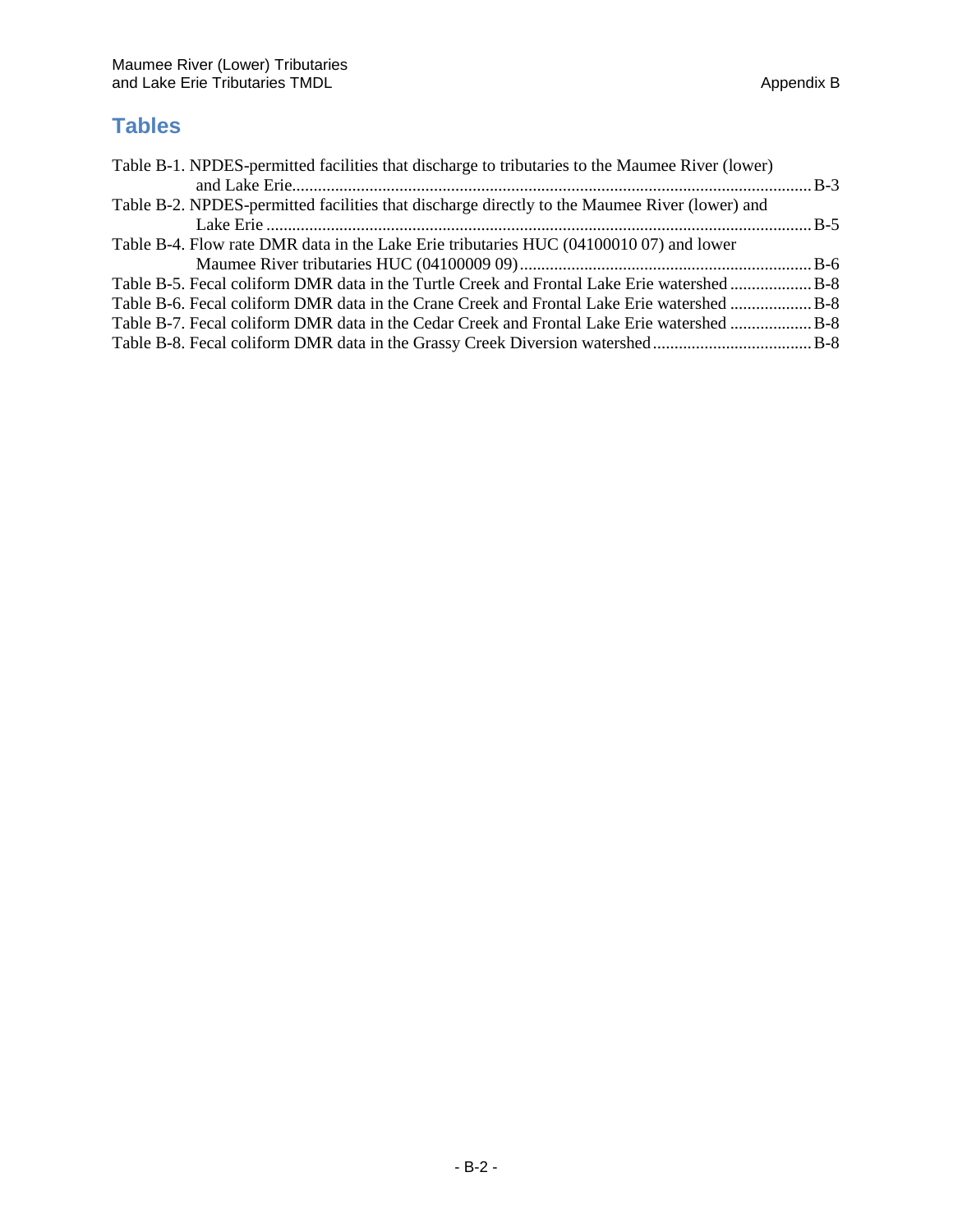# Tables

Table B-1. NPDES-permitted facilities that discharge to tributaries to the Maumee River (lower) and Lake Erie........................................................................................................................B-3

Table B-2. NPDES-permitted facilities that discharge directly to the Maumee River (lower) and Lake Erie ..............................................................................................................................B-5

Table B-4. Flow rate DMR data in the Lake Erie tributaries HUC (04100010 07) and lower Maumee River tributaries HUC (04100009 09)...................................................................B-6

Table B-5. Fecal coliform DMR data in the Turtle Creek and Frontal Lake Erie watershed ..................B-8

Table B-6. Fecal coliform DMR data in the Crane Creek and Frontal Lake Erie watershed ..................B-8

Table B-7. Fecal coliform DMR data in the Cedar Creek and Frontal Lake Erie watershed ..................B-8

Table B-8. Fecal coliform DMR data in the Grassy Creek Diversion watershed....................................B-8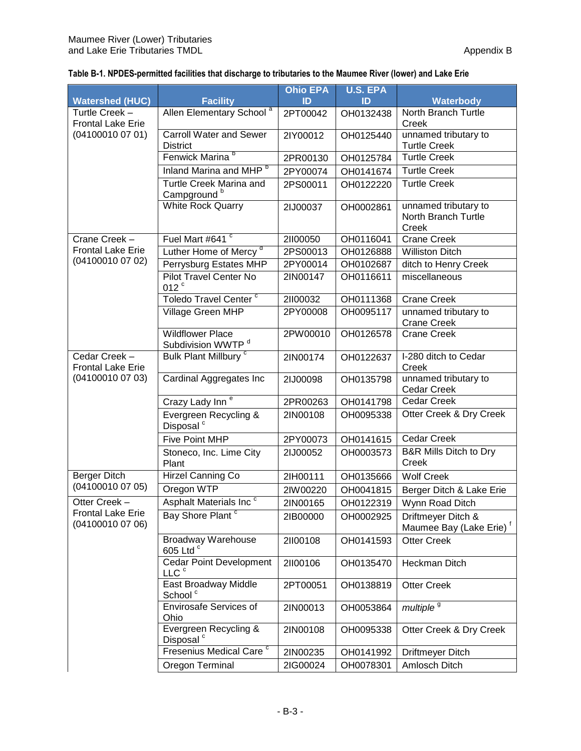**Table B-1. NPDES-permitted facilities that discharge to tributaries to the Maumee River (lower) and Lake Erie**

| Watershed (HUC) | Facility | Ohio EPA ID | U.S. EPA ID | Waterbody |
|---|---|---|---|---|
| Turtle Creek – Frontal Lake Erie (04100010 07 01) | Allen Elementary School [a] | 2PT00042 | OH0132438 | North Branch Turtle Creek |
| | Carroll Water and Sewer District | 2IY00012 | OH0125440 | unnamed tributary to Turtle Creek |
| | Fenwick Marina [b] | 2PR00130 | OH0125784 | Turtle Creek |
| | Inland Marina and MHP [b] | 2PY00074 | OH0141674 | Turtle Creek |
| | Turtle Creek Marina and Campground [b] | 2PS00011 | OH0122220 | Turtle Creek |
| | White Rock Quarry | 2IJ00037 | OH0002861 | unnamed tributary to North Branch Turtle Creek |
| Crane Creek – Frontal Lake Erie (04100010 07 02) | Fuel Mart #641 [c] | 2II00050 | OH0116041 | Crane Creek |
| | Luther Home of Mercy [d] | 2PS00013 | OH0126888 | Williston Ditch |
| | Perrysburg Estates MHP | 2PY00014 | OH0102687 | ditch to Henry Creek |
| | Pilot Travel Center No 012 [c] | 2IN00147 | OH0116611 | miscellaneous |
| | Toledo Travel Center [c] | 2II00032 | OH0111368 | Crane Creek |
| | Village Green MHP | 2PY00008 | OH0095117 | unnamed tributary to Crane Creek |
| | Wildflower Place Subdivision WWTP [d] | 2PW00010 | OH0126578 | Crane Creek |
| Cedar Creek – Frontal Lake Erie (04100010 07 03) | Bulk Plant Millbury [c] | 2IN00174 | OH0122637 | I-280 ditch to Cedar Creek |
| | Cardinal Aggregates Inc | 2IJ00098 | OH0135798 | unnamed tributary to Cedar Creek |
| | Crazy Lady Inn [e] | 2PR00263 | OH0141798 | Cedar Creek |
| | Evergreen Recycling & Disposal [c] | 2IN00108 | OH0095338 | Otter Creek & Dry Creek |
| | Five Point MHP | 2PY00073 | OH0141615 | Cedar Creek |
| | Stoneco, Inc. Lime City Plant | 2IJ00052 | OH0003573 | B&R Mills Ditch to Dry Creek |
| Berger Ditch (04100010 07 05) | Hirzel Canning Co | 2IH00111 | OH0135666 | Wolf Creek |
| | Oregon WTP | 2IW00220 | OH0041815 | Berger Ditch & Lake Erie |
| Otter Creek – Frontal Lake Erie (04100010 07 06) | Asphalt Materials Inc [c] | 2IN00165 | OH0122319 | Wynn Road Ditch |
| | Bay Shore Plant [c] | 2IB00000 | OH0002925 | Driftmeyer Ditch & Maumee Bay (Lake Erie) [f] |
| | Broadway Warehouse 605 Ltd [c] | 2II00108 | OH0141593 | Otter Creek |
| | Cedar Point Development LLC [c] | 2II00106 | OH0135470 | Heckman Ditch |
| | East Broadway Middle School [c] | 2PT00051 | OH0138819 | Otter Creek |
| | Envirosafe Services of Ohio | 2IN00013 | OH0053864 | *multiple* [g] |
| | Evergreen Recycling & Disposal [c] | 2IN00108 | OH0095338 | Otter Creek & Dry Creek |
| | Fresenius Medical Care [c] | 2IN00235 | OH0141992 | Driftmeyer Ditch |
| | Oregon Terminal | 2IG00024 | OH0078301 | Amlosch Ditch |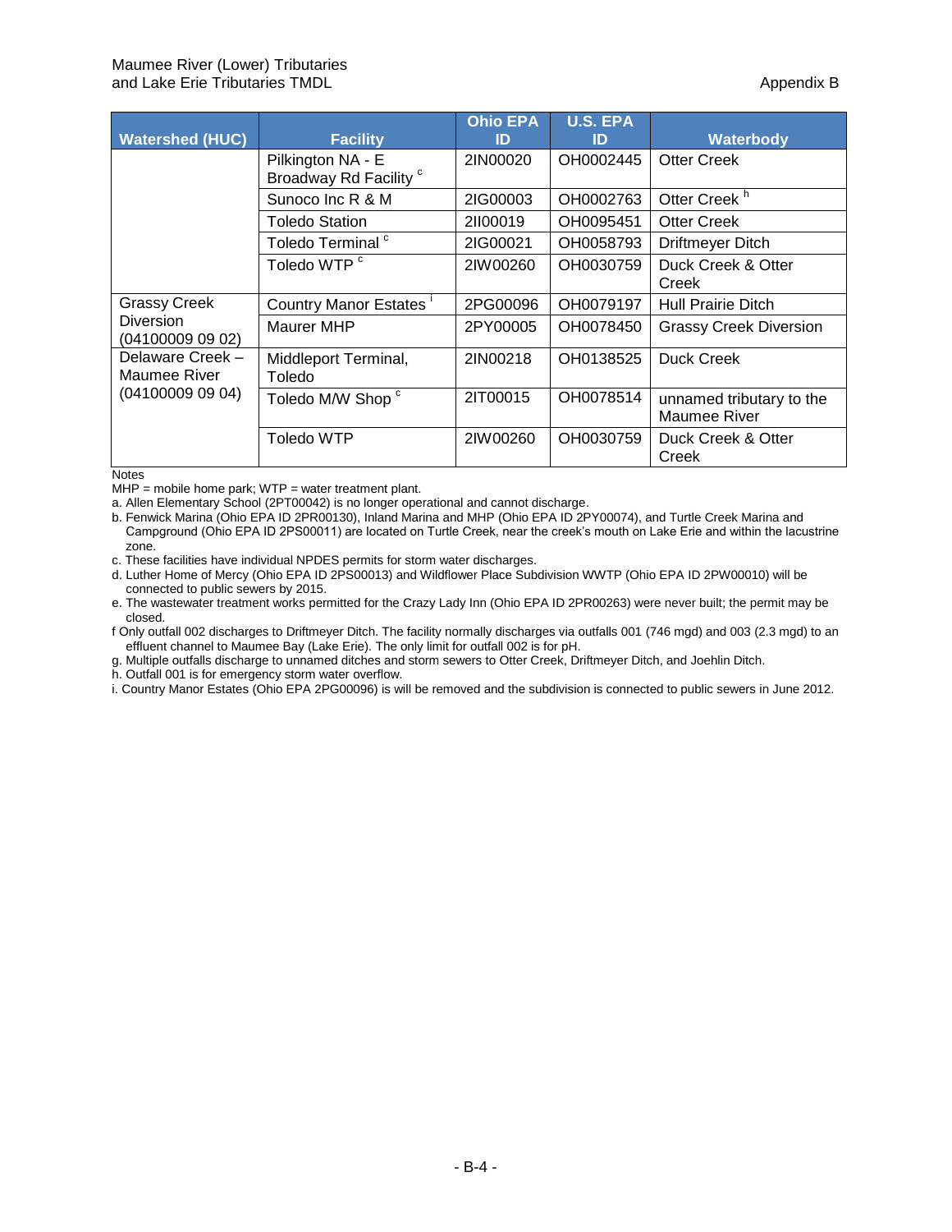| Watershed (HUC) | Facility | Ohio EPA ID | U.S. EPA ID | Waterbody |
|---|---|---|---|---|
| | Pilkington NA - E Broadway Rd Facility [c] | 2IN00020 | OH0002445 | Otter Creek |
| | Sunoco Inc R & M | 2IG00003 | OH0002763 | Otter Creek [h] |
| | Toledo Station | 2II00019 | OH0095451 | Otter Creek |
| | Toledo Terminal [c] | 2IG00021 | OH0058793 | Driftmeyer Ditch |
| | Toledo WTP [c] | 2IW00260 | OH0030759 | Duck Creek & Otter Creek |
| Grassy Creek Diversion (04100009 09 02) | Country Manor Estates [i] | 2PG00096 | OH0079197 | Hull Prairie Ditch |
| | Maurer MHP | 2PY00005 | OH0078450 | Grassy Creek Diversion |
| Delaware Creek – Maumee River (04100009 09 04) | Middleport Terminal, Toledo | 2IN00218 | OH0138525 | Duck Creek |
| | Toledo M/W Shop [c] | 2IT00015 | OH0078514 | unnamed tributary to the Maumee River |
| | Toledo WTP | 2IW00260 | OH0030759 | Duck Creek & Otter Creek |

Notes

MHP = mobile home park; WTP = water treatment plant.

a. Allen Elementary School (2PT00042) is no longer operational and cannot discharge.

b. Fenwick Marina (Ohio EPA ID 2PR00130), Inland Marina and MHP (Ohio EPA ID 2PY00074), and Turtle Creek Marina and Campground (Ohio EPA ID 2PS00011) are located on Turtle Creek, near the creek's mouth on Lake Erie and within the lacustrine zone.

c. These facilities have individual NPDES permits for storm water discharges.

d. Luther Home of Mercy (Ohio EPA ID 2PS00013) and Wildflower Place Subdivision WWTP (Ohio EPA ID 2PW00010) will be connected to public sewers by 2015.

e. The wastewater treatment works permitted for the Crazy Lady Inn (Ohio EPA ID 2PR00263) were never built; the permit may be closed.

f Only outfall 002 discharges to Driftmeyer Ditch. The facility normally discharges via outfalls 001 (746 mgd) and 003 (2.3 mgd) to an effluent channel to Maumee Bay (Lake Erie). The only limit for outfall 002 is for pH.

g. Multiple outfalls discharge to unnamed ditches and storm sewers to Otter Creek, Driftmeyer Ditch, and Joehlin Ditch.

h. Outfall 001 is for emergency storm water overflow.

i. Country Manor Estates (Ohio EPA 2PG00096) is will be removed and the subdivision is connected to public sewers in June 2012.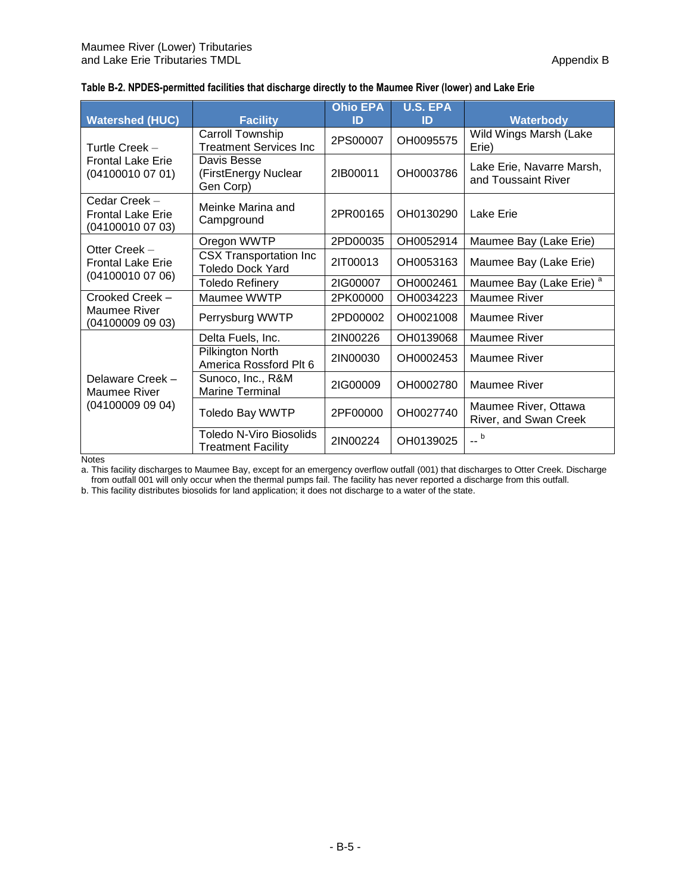**Table B-2. NPDES-permitted facilities that discharge directly to the Maumee River (lower) and Lake Erie**

| Watershed (HUC) | Facility | Ohio EPA ID | U.S. EPA ID | Waterbody |
|---|---|---|---|---|
| Turtle Creek – Frontal Lake Erie (04100010 07 01) | Carroll Township Treatment Services Inc | 2PS00007 | OH0095575 | Wild Wings Marsh (Lake Erie) |
| | Davis Besse (FirstEnergy Nuclear Gen Corp) | 2IB00011 | OH0003786 | Lake Erie, Navarre Marsh, and Toussaint River |
| Cedar Creek – Frontal Lake Erie (04100010 07 03) | Meinke Marina and Campground | 2PR00165 | OH0130290 | Lake Erie |
| Otter Creek – Frontal Lake Erie (04100010 07 06) | Oregon WWTP | 2PD00035 | OH0052914 | Maumee Bay (Lake Erie) |
| | CSX Transportation Inc Toledo Dock Yard | 2IT00013 | OH0053163 | Maumee Bay (Lake Erie) |
| | Toledo Refinery | 2IG00007 | OH0002461 | Maumee Bay (Lake Erie) [a] |
| Crooked Creek – Maumee River (04100009 09 03) | Maumee WWTP | 2PK00000 | OH0034223 | Maumee River |
| | Perrysburg WWTP | 2PD00002 | OH0021008 | Maumee River |
| Delaware Creek – Maumee River (04100009 09 04) | Delta Fuels, Inc. | 2IN00226 | OH0139068 | Maumee River |
| | Pilkington North America Rossford Plt 6 | 2IN00030 | OH0002453 | Maumee River |
| | Sunoco, Inc., R&M Marine Terminal | 2IG00009 | OH0002780 | Maumee River |
| | Toledo Bay WWTP | 2PF00000 | OH0027740 | Maumee River, Ottawa River, and Swan Creek |
| | Toledo N-Viro Biosolids Treatment Facility | 2IN00224 | OH0139025 | -- [b] |

Notes

a. This facility discharges to Maumee Bay, except for an emergency overflow outfall (001) that discharges to Otter Creek. Discharge from outfall 001 will only occur when the thermal pumps fail. The facility has never reported a discharge from this outfall.

b. This facility distributes biosolids for land application; it does not discharge to a water of the state.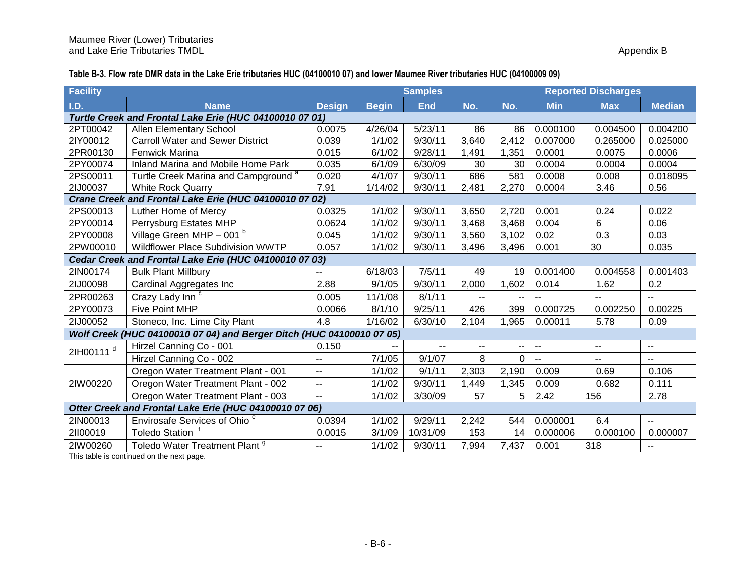**Table B-3. Flow rate DMR data in the Lake Erie tributaries HUC (04100010 07) and lower Maumee River tributaries HUC (04100009 09)**

| Facility | | | Samples | | | Reported Discharges | | | |
|---|---|---|---|---|---|---|---|---|---|
| I.D. | Name | Design | Begin | End | No. | No. | Min | Max | Median |
| ***Turtle Creek and Frontal Lake Erie (HUC 04100010 07 01)*** | | | | | | | | | |
| 2PT00042 | Allen Elementary School | 0.0075 | 4/26/04 | 5/23/11 | 86 | 86 | 0.000100 | 0.004500 | 0.004200 |
| 2IY00012 | Carroll Water and Sewer District | 0.039 | 1/1/02 | 9/30/11 | 3,640 | 2,412 | 0.007000 | 0.265000 | 0.025000 |
| 2PR00130 | Fenwick Marina | 0.015 | 6/1/02 | 9/28/11 | 1,491 | 1,351 | 0.0001 | 0.0075 | 0.0006 |
| 2PY00074 | Inland Marina and Mobile Home Park | 0.035 | 6/1/09 | 6/30/09 | 30 | 30 | 0.0004 | 0.0004 | 0.0004 |
| 2PS00011 | Turtle Creek Marina and Campground [a] | 0.020 | 4/1/07 | 9/30/11 | 686 | 581 | 0.0008 | 0.008 | 0.018095 |
| 2IJ00037 | White Rock Quarry | 7.91 | 1/14/02 | 9/30/11 | 2,481 | 2,270 | 0.0004 | 3.46 | 0.56 |
| ***Crane Creek and Frontal Lake Erie (HUC 04100010 07 02)*** | | | | | | | | | |
| 2PS00013 | Luther Home of Mercy | 0.0325 | 1/1/02 | 9/30/11 | 3,650 | 2,720 | 0.001 | 0.24 | 0.022 |
| 2PY00014 | Perrysburg Estates MHP | 0.0624 | 1/1/02 | 9/30/11 | 3,468 | 3,468 | 0.004 | 6 | 0.06 |
| 2PY00008 | Village Green MHP – 001 [b] | 0.045 | 1/1/02 | 9/30/11 | 3,560 | 3,102 | 0.02 | 0.3 | 0.03 |
| 2PW00010 | Wildflower Place Subdivision WWTP | 0.057 | 1/1/02 | 9/30/11 | 3,496 | 3,496 | 0.001 | 30 | 0.035 |
| ***Cedar Creek and Frontal Lake Erie (HUC 04100010 07 03)*** | | | | | | | | | |
| 2IN00174 | Bulk Plant Millbury | -- | 6/18/03 | 7/5/11 | 49 | 19 | 0.001400 | 0.004558 | 0.001403 |
| 2IJ00098 | Cardinal Aggregates Inc | 2.88 | 9/1/05 | 9/30/11 | 2,000 | 1,602 | 0.014 | 1.62 | 0.2 |
| 2PR00263 | Crazy Lady Inn [c] | 0.005 | 11/1/08 | 8/1/11 | -- | -- | -- | -- | -- |
| 2PY00073 | Five Point MHP | 0.0066 | 8/1/10 | 9/25/11 | 426 | 399 | 0.000725 | 0.002250 | 0.00225 |
| 2IJ00052 | Stoneco, Inc. Lime City Plant | 4.8 | 1/16/02 | 6/30/10 | 2,104 | 1,965 | 0.00011 | 5.78 | 0.09 |
| ***Wolf Creek (HUC 04100010 07 04) and Berger Ditch (HUC 04100010 07 05)*** | | | | | | | | | |
| 2IH00111 [d] | Hirzel Canning Co - 001 | 0.150 | -- | -- | -- | -- | -- | -- | -- |
| | Hirzel Canning Co - 002 | -- | 7/1/05 | 9/1/07 | 8 | 0 | -- | -- | -- |
| 2IW00220 | Oregon Water Treatment Plant - 001 | -- | 1/1/02 | 9/1/11 | 2,303 | 2,190 | 0.009 | 0.69 | 0.106 |
| | Oregon Water Treatment Plant - 002 | -- | 1/1/02 | 9/30/11 | 1,449 | 1,345 | 0.009 | 0.682 | 0.111 |
| | Oregon Water Treatment Plant - 003 | -- | 1/1/02 | 3/30/09 | 57 | 5 | 2.42 | 156 | 2.78 |
| ***Otter Creek and Frontal Lake Erie (HUC 04100010 07 06)*** | | | | | | | | | |
| 2IN00013 | Envirosafe Services of Ohio [e] | 0.0394 | 1/1/02 | 9/29/11 | 2,242 | 544 | 0.000001 | 6.4 | -- |
| 2II00019 | Toledo Station [f] | 0.0015 | 3/1/09 | 10/31/09 | 153 | 14 | 0.000006 | 0.000100 | 0.000007 |
| 2IW00260 | Toledo Water Treatment Plant [g] | -- | 1/1/02 | 9/30/11 | 7,994 | 7,437 | 0.001 | 318 | -- |

This table is continued on the next page.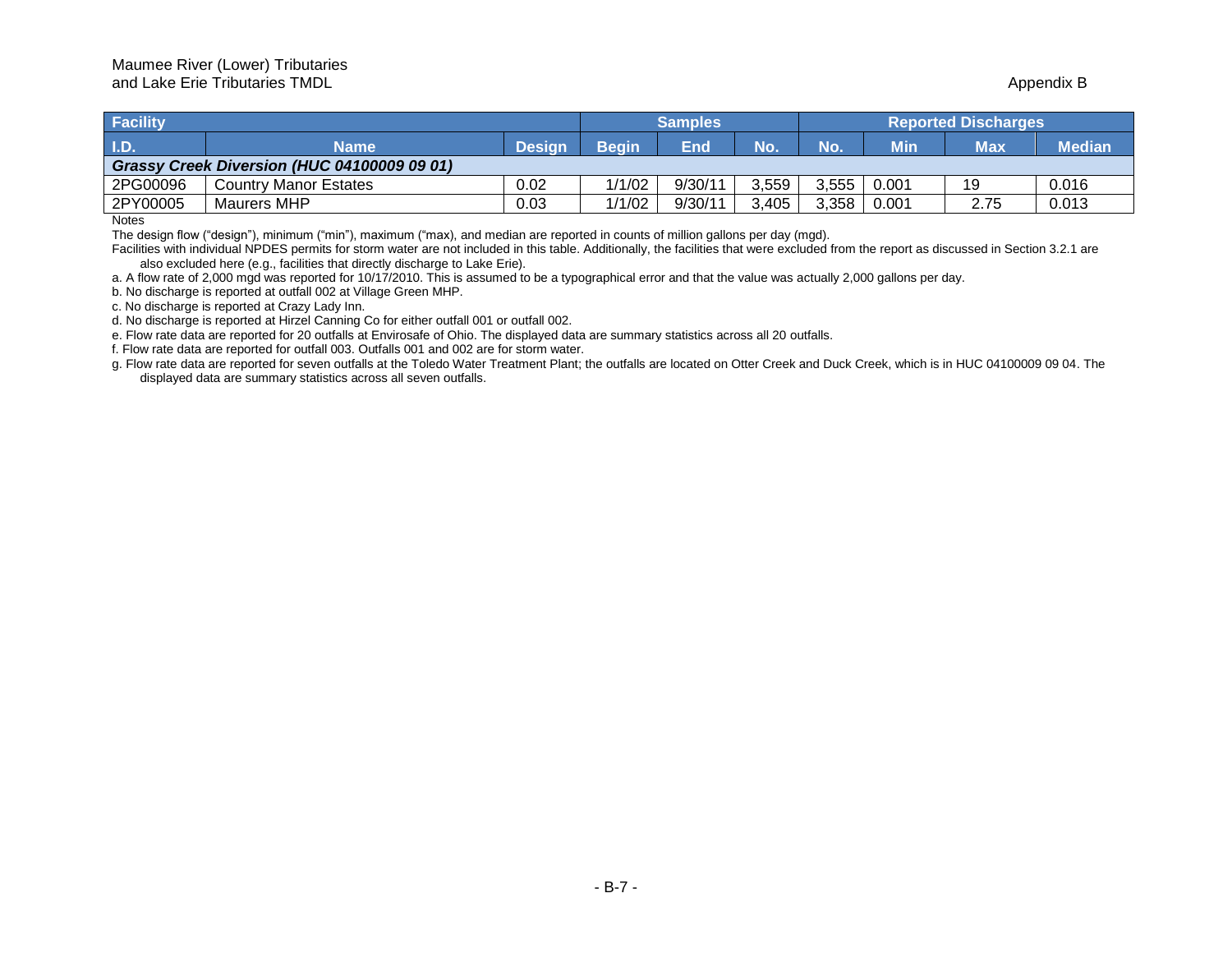| Facility | | | Samples | | | Reported Discharges | | | |
|---|---|---|---|---|---|---|---|---|---|
| I.D. | Name | Design | Begin | End | No. | No. | Min | Max | Median |
| ***Grassy Creek Diversion (HUC 04100009 09 01)*** | | | | | | | | | |
| 2PG00096 | Country Manor Estates | 0.02 | 1/1/02 | 9/30/11 | 3,559 | 3,555 | 0.001 | 19 | 0.016 |
| 2PY00005 | Maurers MHP | 0.03 | 1/1/02 | 9/30/11 | 3,405 | 3,358 | 0.001 | 2.75 | 0.013 |

Notes

The design flow ("design"), minimum ("min"), maximum ("max), and median are reported in counts of million gallons per day (mgd).

Facilities with individual NPDES permits for storm water are not included in this table. Additionally, the facilities that were excluded from the report as discussed in Section 3.2.1 are also excluded here (e.g., facilities that directly discharge to Lake Erie).

a. A flow rate of 2,000 mgd was reported for 10/17/2010. This is assumed to be a typographical error and that the value was actually 2,000 gallons per day.

b. No discharge is reported at outfall 002 at Village Green MHP.

c. No discharge is reported at Crazy Lady Inn.

d. No discharge is reported at Hirzel Canning Co for either outfall 001 or outfall 002.

e. Flow rate data are reported for 20 outfalls at Envirosafe of Ohio. The displayed data are summary statistics across all 20 outfalls.

f. Flow rate data are reported for outfall 003. Outfalls 001 and 002 are for storm water.

g. Flow rate data are reported for seven outfalls at the Toledo Water Treatment Plant; the outfalls are located on Otter Creek and Duck Creek, which is in HUC 04100009 09 04. The displayed data are summary statistics across all seven outfalls.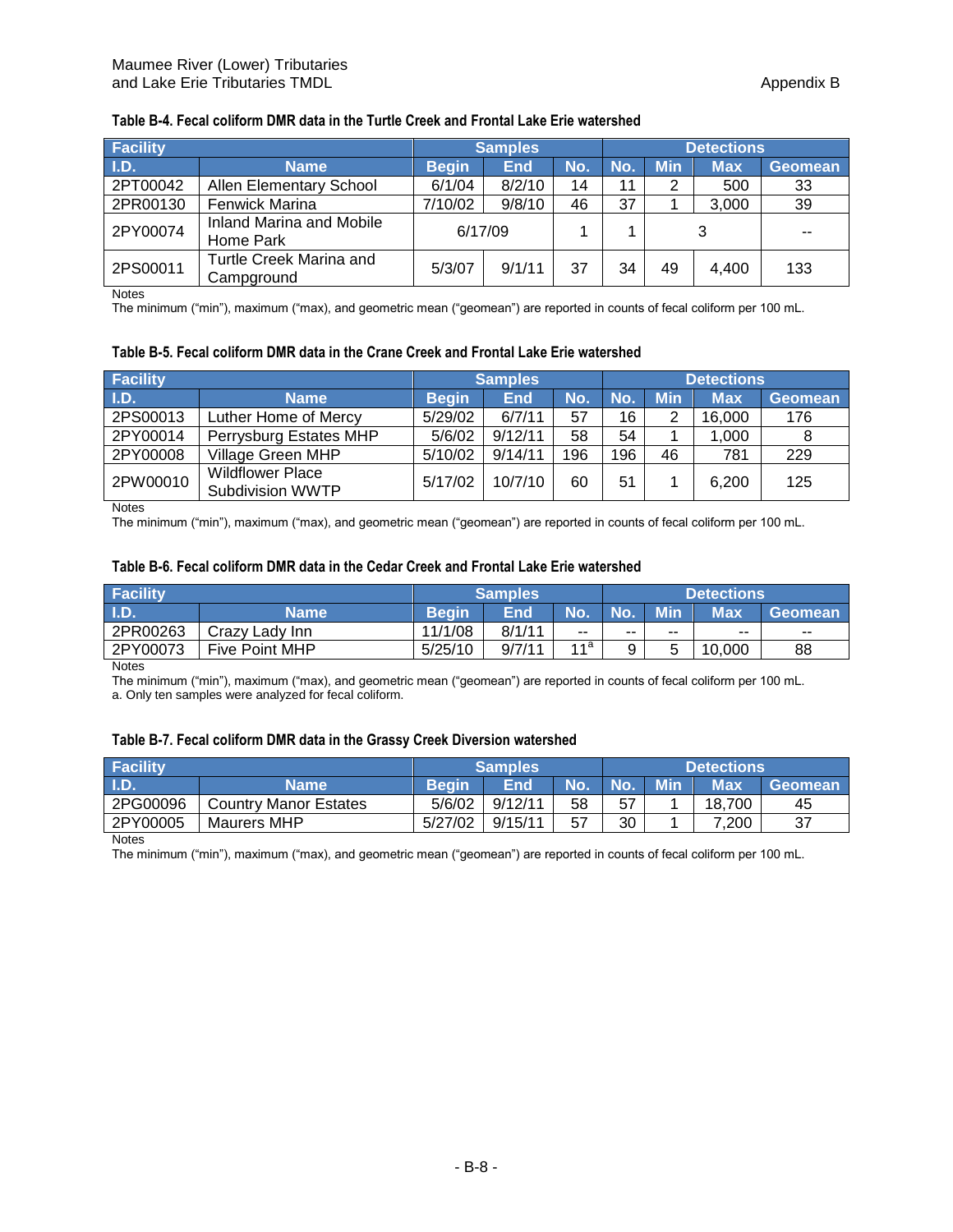**Table B-4. Fecal coliform DMR data in the Turtle Creek and Frontal Lake Erie watershed**

| Facility | | Samples | | | Detections | | | |
|---|---|---|---|---|---|---|---|---|
| I.D. | Name | Begin | End | No. | No. | Min | Max | Geomean |
| 2PT00042 | Allen Elementary School | 6/1/04 | 8/2/10 | 14 | 11 | 2 | 500 | 33 |
| 2PR00130 | Fenwick Marina | 7/10/02 | 9/8/10 | 46 | 37 | 1 | 3,000 | 39 |
| 2PY00074 | Inland Marina and Mobile Home Park | 6/17/09 | | 1 | 1 | 3 | | -- |
| 2PS00011 | Turtle Creek Marina and Campground | 5/3/07 | 9/1/11 | 37 | 34 | 49 | 4,400 | 133 |

Notes
The minimum ("min"), maximum ("max), and geometric mean ("geomean") are reported in counts of fecal coliform per 100 mL.

**Table B-5. Fecal coliform DMR data in the Crane Creek and Frontal Lake Erie watershed**

| Facility | | Samples | | | Detections | | | |
|---|---|---|---|---|---|---|---|---|
| I.D. | Name | Begin | End | No. | No. | Min | Max | Geomean |
| 2PS00013 | Luther Home of Mercy | 5/29/02 | 6/7/11 | 57 | 16 | 2 | 16,000 | 176 |
| 2PY00014 | Perrysburg Estates MHP | 5/6/02 | 9/12/11 | 58 | 54 | 1 | 1,000 | 8 |
| 2PY00008 | Village Green MHP | 5/10/02 | 9/14/11 | 196 | 196 | 46 | 781 | 229 |
| 2PW00010 | Wildflower Place Subdivision WWTP | 5/17/02 | 10/7/10 | 60 | 51 | 1 | 6,200 | 125 |

Notes
The minimum ("min"), maximum ("max), and geometric mean ("geomean") are reported in counts of fecal coliform per 100 mL.

**Table B-6. Fecal coliform DMR data in the Cedar Creek and Frontal Lake Erie watershed**

| Facility | | Samples | | | Detections | | | |
|---|---|---|---|---|---|---|---|---|
| I.D. | Name | Begin | End | No. | No. | Min | Max | Geomean |
| 2PR00263 | Crazy Lady Inn | 11/1/08 | 8/1/11 | -- | -- | -- | -- | -- |
| 2PY00073 | Five Point MHP | 5/25/10 | 9/7/11 | 11[a] | 9 | 5 | 10,000 | 88 |

Notes
The minimum ("min"), maximum ("max), and geometric mean ("geomean") are reported in counts of fecal coliform per 100 mL.
a. Only ten samples were analyzed for fecal coliform.

**Table B-7. Fecal coliform DMR data in the Grassy Creek Diversion watershed**

| Facility | | Samples | | | Detections | | | |
|---|---|---|---|---|---|---|---|---|
| I.D. | Name | Begin | End | No. | No. | Min | Max | Geomean |
| 2PG00096 | Country Manor Estates | 5/6/02 | 9/12/11 | 58 | 57 | 1 | 18,700 | 45 |
| 2PY00005 | Maurers MHP | 5/27/02 | 9/15/11 | 57 | 30 | 1 | 7,200 | 37 |

Notes
The minimum ("min"), maximum ("max), and geometric mean ("geomean") are reported in counts of fecal coliform per 100 mL.